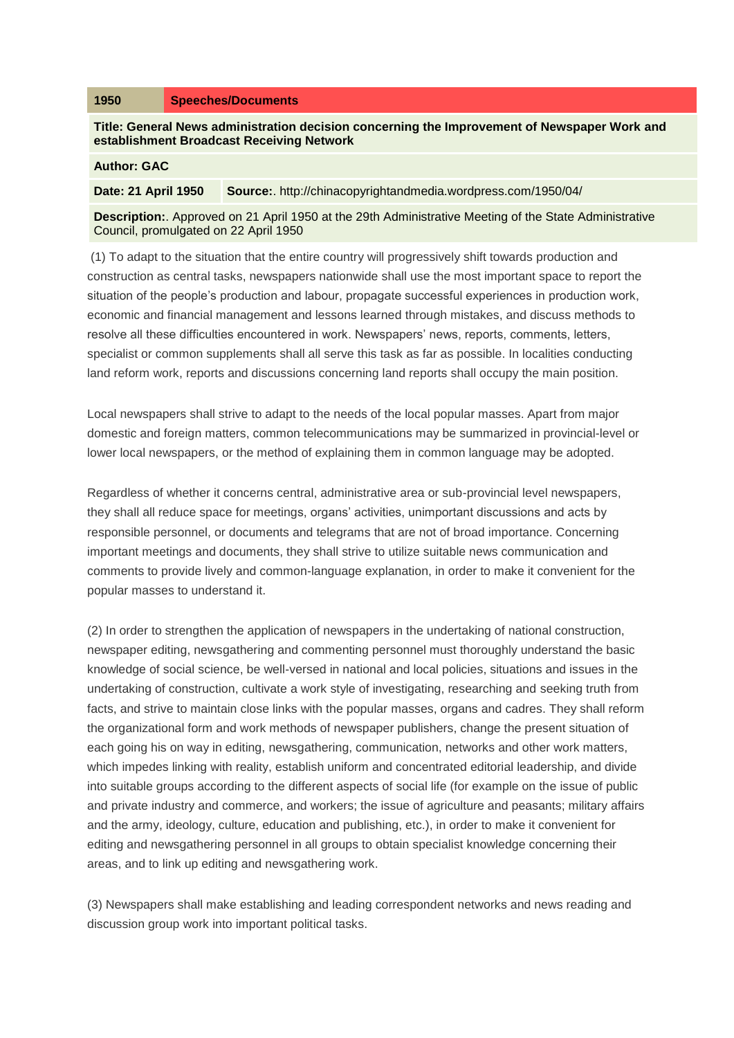| 1950 | Speeches/Documents |
| --- | --- |

**Title: General News administration decision concerning the Improvement of Newspaper Work and establishment Broadcast Receiving Network**

**Author: GAC**

**Date: 21 April 1950** **Source:**. http://chinacopyrightandmedia.wordpress.com/1950/04/

**Description:**. Approved on 21 April 1950 at the 29th Administrative Meeting of the State Administrative Council, promulgated on 22 April 1950

(1) To adapt to the situation that the entire country will progressively shift towards production and construction as central tasks, newspapers nationwide shall use the most important space to report the situation of the people's production and labour, propagate successful experiences in production work, economic and financial management and lessons learned through mistakes, and discuss methods to resolve all these difficulties encountered in work. Newspapers' news, reports, comments, letters, specialist or common supplements shall all serve this task as far as possible. In localities conducting land reform work, reports and discussions concerning land reports shall occupy the main position.

Local newspapers shall strive to adapt to the needs of the local popular masses. Apart from major domestic and foreign matters, common telecommunications may be summarized in provincial-level or lower local newspapers, or the method of explaining them in common language may be adopted.

Regardless of whether it concerns central, administrative area or sub-provincial level newspapers, they shall all reduce space for meetings, organs' activities, unimportant discussions and acts by responsible personnel, or documents and telegrams that are not of broad importance. Concerning important meetings and documents, they shall strive to utilize suitable news communication and comments to provide lively and common-language explanation, in order to make it convenient for the popular masses to understand it.

(2) In order to strengthen the application of newspapers in the undertaking of national construction, newspaper editing, newsgathering and commenting personnel must thoroughly understand the basic knowledge of social science, be well-versed in national and local policies, situations and issues in the undertaking of construction, cultivate a work style of investigating, researching and seeking truth from facts, and strive to maintain close links with the popular masses, organs and cadres. They shall reform the organizational form and work methods of newspaper publishers, change the present situation of each going his on way in editing, newsgathering, communication, networks and other work matters, which impedes linking with reality, establish uniform and concentrated editorial leadership, and divide into suitable groups according to the different aspects of social life (for example on the issue of public and private industry and commerce, and workers; the issue of agriculture and peasants; military affairs and the army, ideology, culture, education and publishing, etc.), in order to make it convenient for editing and newsgathering personnel in all groups to obtain specialist knowledge concerning their areas, and to link up editing and newsgathering work.

(3) Newspapers shall make establishing and leading correspondent networks and news reading and discussion group work into important political tasks.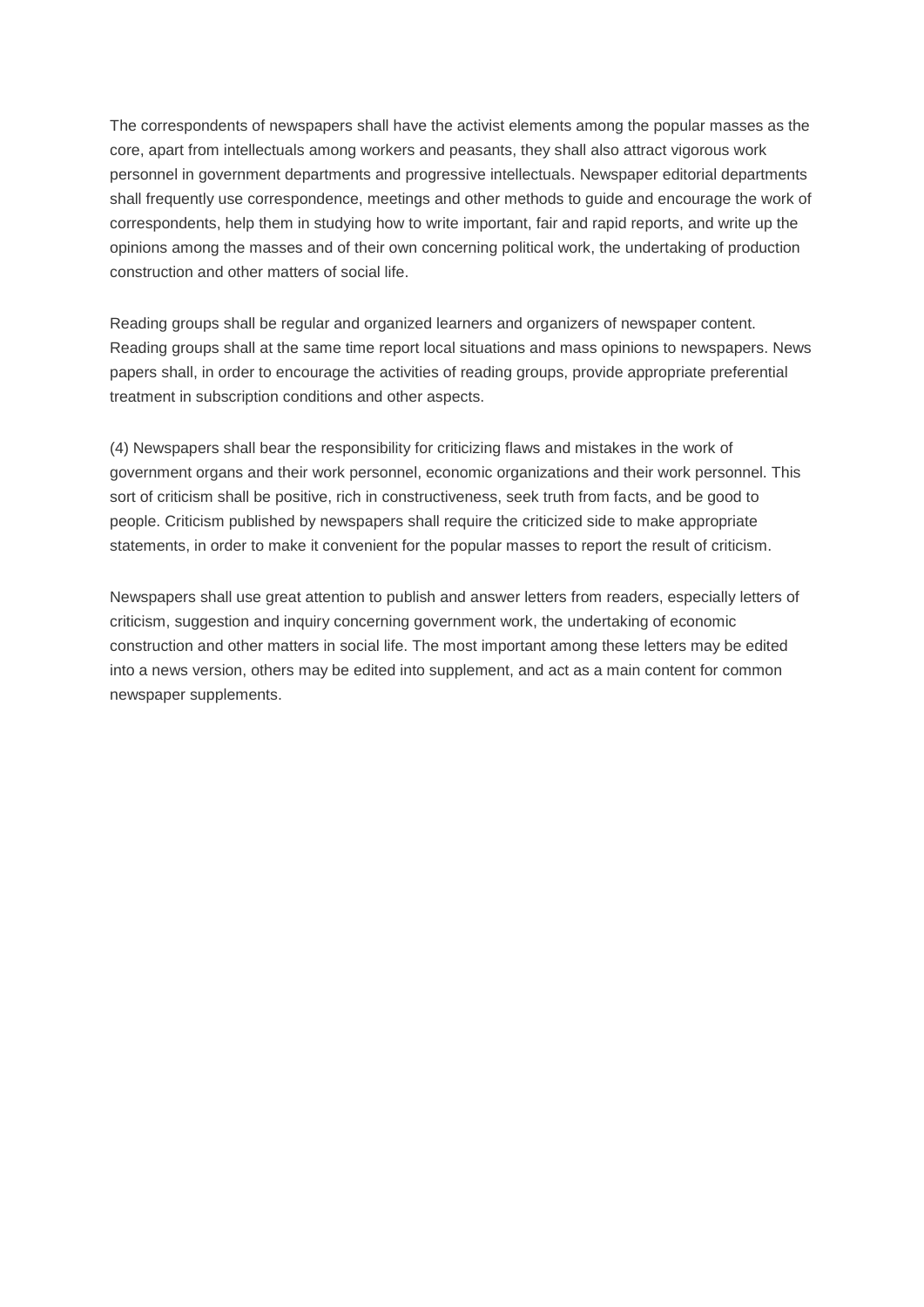The correspondents of newspapers shall have the activist elements among the popular masses as the core, apart from intellectuals among workers and peasants, they shall also attract vigorous work personnel in government departments and progressive intellectuals. Newspaper editorial departments shall frequently use correspondence, meetings and other methods to guide and encourage the work of correspondents, help them in studying how to write important, fair and rapid reports, and write up the opinions among the masses and of their own concerning political work, the undertaking of production construction and other matters of social life.

Reading groups shall be regular and organized learners and organizers of newspaper content. Reading groups shall at the same time report local situations and mass opinions to newspapers. News papers shall, in order to encourage the activities of reading groups, provide appropriate preferential treatment in subscription conditions and other aspects.

(4) Newspapers shall bear the responsibility for criticizing flaws and mistakes in the work of government organs and their work personnel, economic organizations and their work personnel. This sort of criticism shall be positive, rich in constructiveness, seek truth from facts, and be good to people. Criticism published by newspapers shall require the criticized side to make appropriate statements, in order to make it convenient for the popular masses to report the result of criticism.

Newspapers shall use great attention to publish and answer letters from readers, especially letters of criticism, suggestion and inquiry concerning government work, the undertaking of economic construction and other matters in social life. The most important among these letters may be edited into a news version, others may be edited into supplement, and act as a main content for common newspaper supplements.